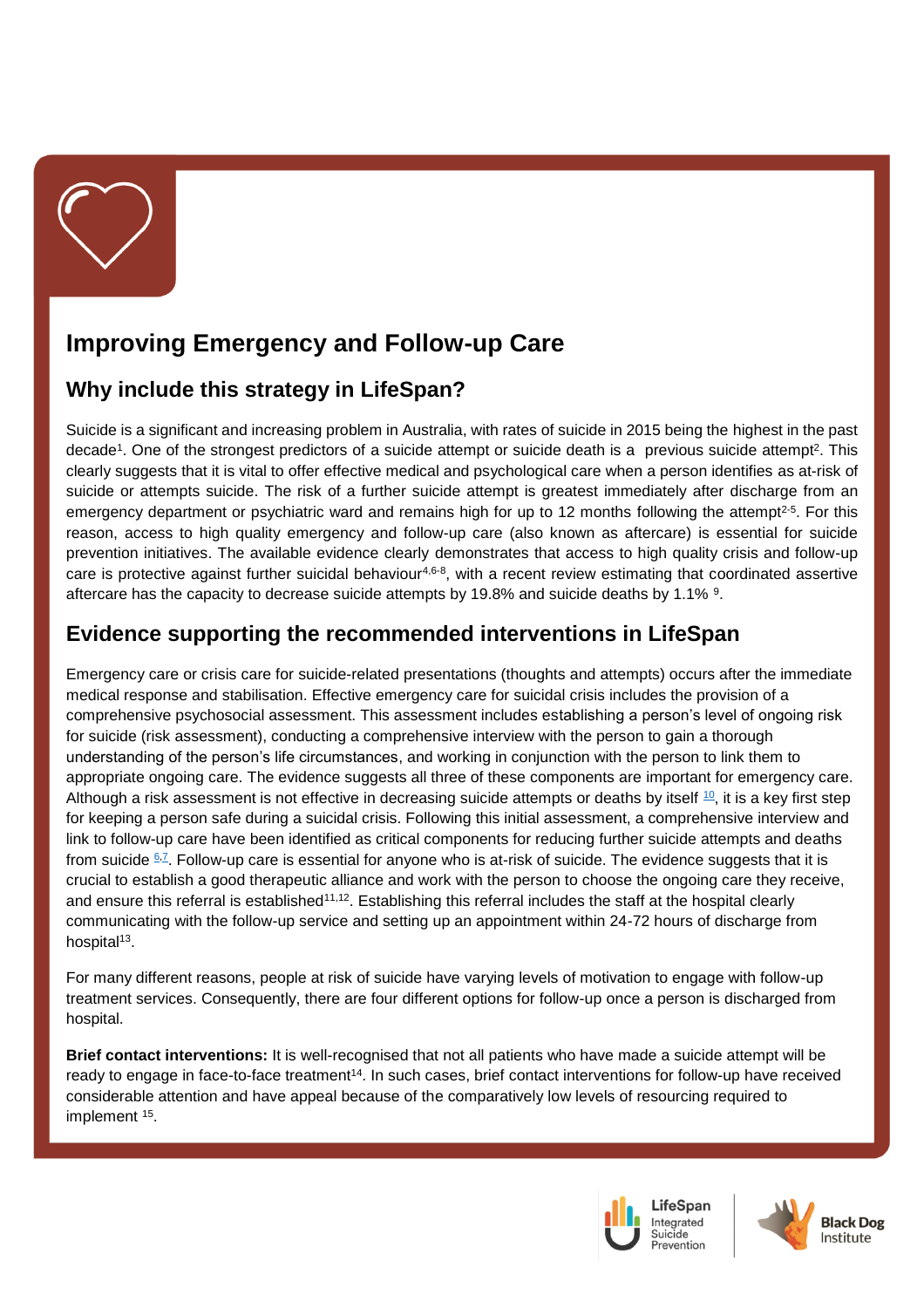# Improving Emergency and Follow-up Care

## Why include this strategy in LifeSpan?

Suicide is a significant and increasing problem in Australia, with rates of suicide in 2015 being the highest in the past decade[1]. One of the strongest predictors of a suicide attempt or suicide death is a previous suicide attempt[2]. This clearly suggests that it is vital to offer effective medical and psychological care when a person identifies as at-risk of suicide or attempts suicide. The risk of a further suicide attempt is greatest immediately after discharge from an emergency department or psychiatric ward and remains high for up to 12 months following the attempt[2-5]. For this reason, access to high quality emergency and follow-up care (also known as aftercare) is essential for suicide prevention initiatives. The available evidence clearly demonstrates that access to high quality crisis and follow-up care is protective against further suicidal behaviour[4,6-8], with a recent review estimating that coordinated assertive aftercare has the capacity to decrease suicide attempts by 19.8% and suicide deaths by 1.1% [9].

## Evidence supporting the recommended interventions in LifeSpan

Emergency care or crisis care for suicide-related presentations (thoughts and attempts) occurs after the immediate medical response and stabilisation. Effective emergency care for suicidal crisis includes the provision of a comprehensive psychosocial assessment. This assessment includes establishing a person's level of ongoing risk for suicide (risk assessment), conducting a comprehensive interview with the person to gain a thorough understanding of the person's life circumstances, and working in conjunction with the person to link them to appropriate ongoing care. The evidence suggests all three of these components are important for emergency care. Although a risk assessment is not effective in decreasing suicide attempts or deaths by itself [10], it is a key first step for keeping a person safe during a suicidal crisis. Following this initial assessment, a comprehensive interview and link to follow-up care have been identified as critical components for reducing further suicide attempts and deaths from suicide [6,7]. Follow-up care is essential for anyone who is at-risk of suicide. The evidence suggests that it is crucial to establish a good therapeutic alliance and work with the person to choose the ongoing care they receive, and ensure this referral is established[11,12]. Establishing this referral includes the staff at the hospital clearly communicating with the follow-up service and setting up an appointment within 24-72 hours of discharge from hospital[13].

For many different reasons, people at risk of suicide have varying levels of motivation to engage with follow-up treatment services. Consequently, there are four different options for follow-up once a person is discharged from hospital.

**Brief contact interventions:** It is well-recognised that not all patients who have made a suicide attempt will be ready to engage in face-to-face treatment[14]. In such cases, brief contact interventions for follow-up have received considerable attention and have appeal because of the comparatively low levels of resourcing required to implement [15].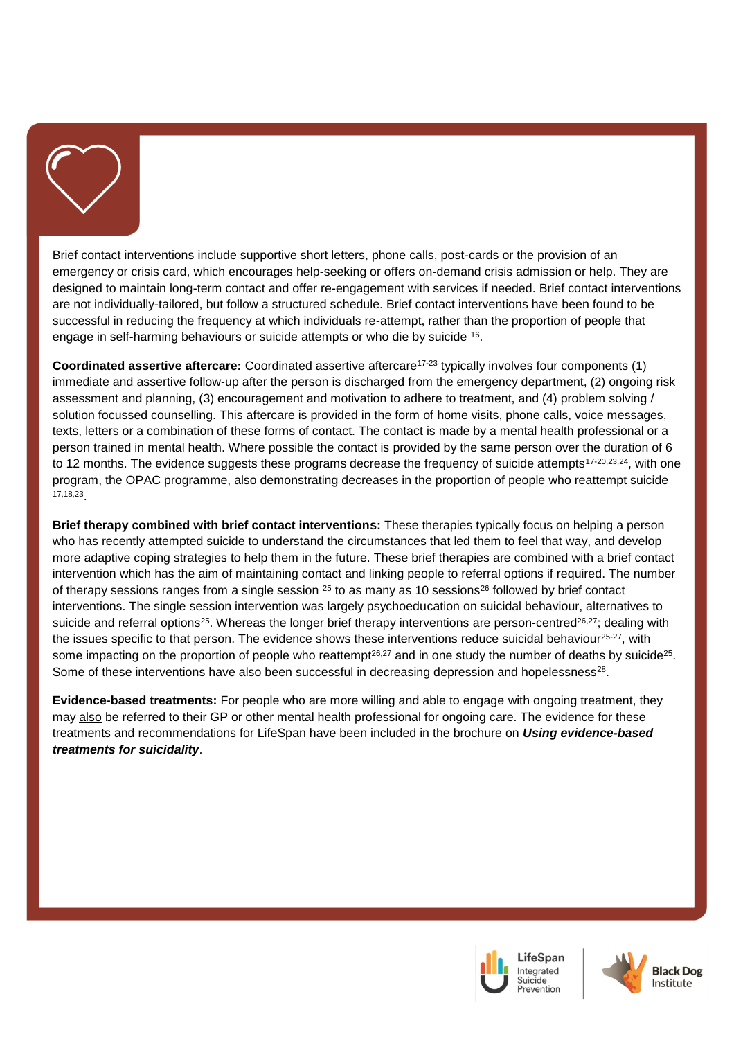Brief contact interventions include supportive short letters, phone calls, post-cards or the provision of an emergency or crisis card, which encourages help-seeking or offers on-demand crisis admission or help. They are designed to maintain long-term contact and offer re-engagement with services if needed. Brief contact interventions are not individually-tailored, but follow a structured schedule. Brief contact interventions have been found to be successful in reducing the frequency at which individuals re-attempt, rather than the proportion of people that engage in self-harming behaviours or suicide attempts or who die by suicide [16].

**Coordinated assertive aftercare:** Coordinated assertive aftercare[17-23] typically involves four components (1) immediate and assertive follow-up after the person is discharged from the emergency department, (2) ongoing risk assessment and planning, (3) encouragement and motivation to adhere to treatment, and (4) problem solving / solution focussed counselling. This aftercare is provided in the form of home visits, phone calls, voice messages, texts, letters or a combination of these forms of contact. The contact is made by a mental health professional or a person trained in mental health. Where possible the contact is provided by the same person over the duration of 6 to 12 months. The evidence suggests these programs decrease the frequency of suicide attempts[17-20,23,24], with one program, the OPAC programme, also demonstrating decreases in the proportion of people who reattempt suicide [17,18,23].

**Brief therapy combined with brief contact interventions:** These therapies typically focus on helping a person who has recently attempted suicide to understand the circumstances that led them to feel that way, and develop more adaptive coping strategies to help them in the future. These brief therapies are combined with a brief contact intervention which has the aim of maintaining contact and linking people to referral options if required. The number of therapy sessions ranges from a single session [25] to as many as 10 sessions[26] followed by brief contact interventions. The single session intervention was largely psychoeducation on suicidal behaviour, alternatives to suicide and referral options[25]. Whereas the longer brief therapy interventions are person-centred[26,27]; dealing with the issues specific to that person. The evidence shows these interventions reduce suicidal behaviour[25-27], with some impacting on the proportion of people who reattempt[26,27] and in one study the number of deaths by suicide[25]. Some of these interventions have also been successful in decreasing depression and hopelessness[28].

**Evidence-based treatments:** For people who are more willing and able to engage with ongoing treatment, they may also be referred to their GP or other mental health professional for ongoing care. The evidence for these treatments and recommendations for LifeSpan have been included in the brochure on ***Using evidence-based treatments for suicidality***.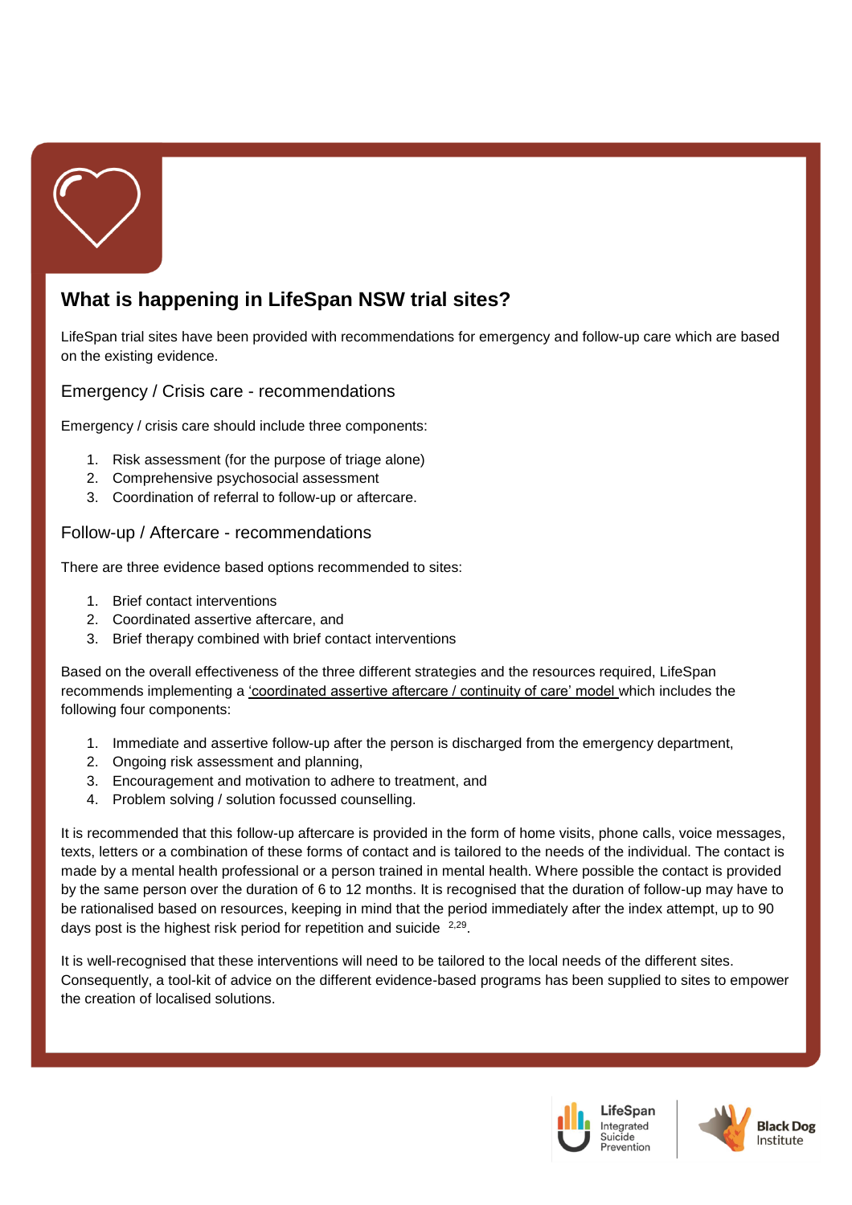## What is happening in LifeSpan NSW trial sites?

LifeSpan trial sites have been provided with recommendations for emergency and follow-up care which are based on the existing evidence.

### Emergency / Crisis care - recommendations

Emergency / crisis care should include three components:

1. Risk assessment (for the purpose of triage alone)
2. Comprehensive psychosocial assessment
3. Coordination of referral to follow-up or aftercare.

### Follow-up / Aftercare - recommendations

There are three evidence based options recommended to sites:

1. Brief contact interventions
2. Coordinated assertive aftercare, and
3. Brief therapy combined with brief contact interventions

Based on the overall effectiveness of the three different strategies and the resources required, LifeSpan recommends implementing a 'coordinated assertive aftercare / continuity of care' model which includes the following four components:

1. Immediate and assertive follow-up after the person is discharged from the emergency department,
2. Ongoing risk assessment and planning,
3. Encouragement and motivation to adhere to treatment, and
4. Problem solving / solution focussed counselling.

It is recommended that this follow-up aftercare is provided in the form of home visits, phone calls, voice messages, texts, letters or a combination of these forms of contact and is tailored to the needs of the individual. The contact is made by a mental health professional or a person trained in mental health. Where possible the contact is provided by the same person over the duration of 6 to 12 months. It is recognised that the duration of follow-up may have to be rationalised based on resources, keeping in mind that the period immediately after the index attempt, up to 90 days post is the highest risk period for repetition and suicide [2,29].

It is well-recognised that these interventions will need to be tailored to the local needs of the different sites. Consequently, a tool-kit of advice on the different evidence-based programs has been supplied to sites to empower the creation of localised solutions.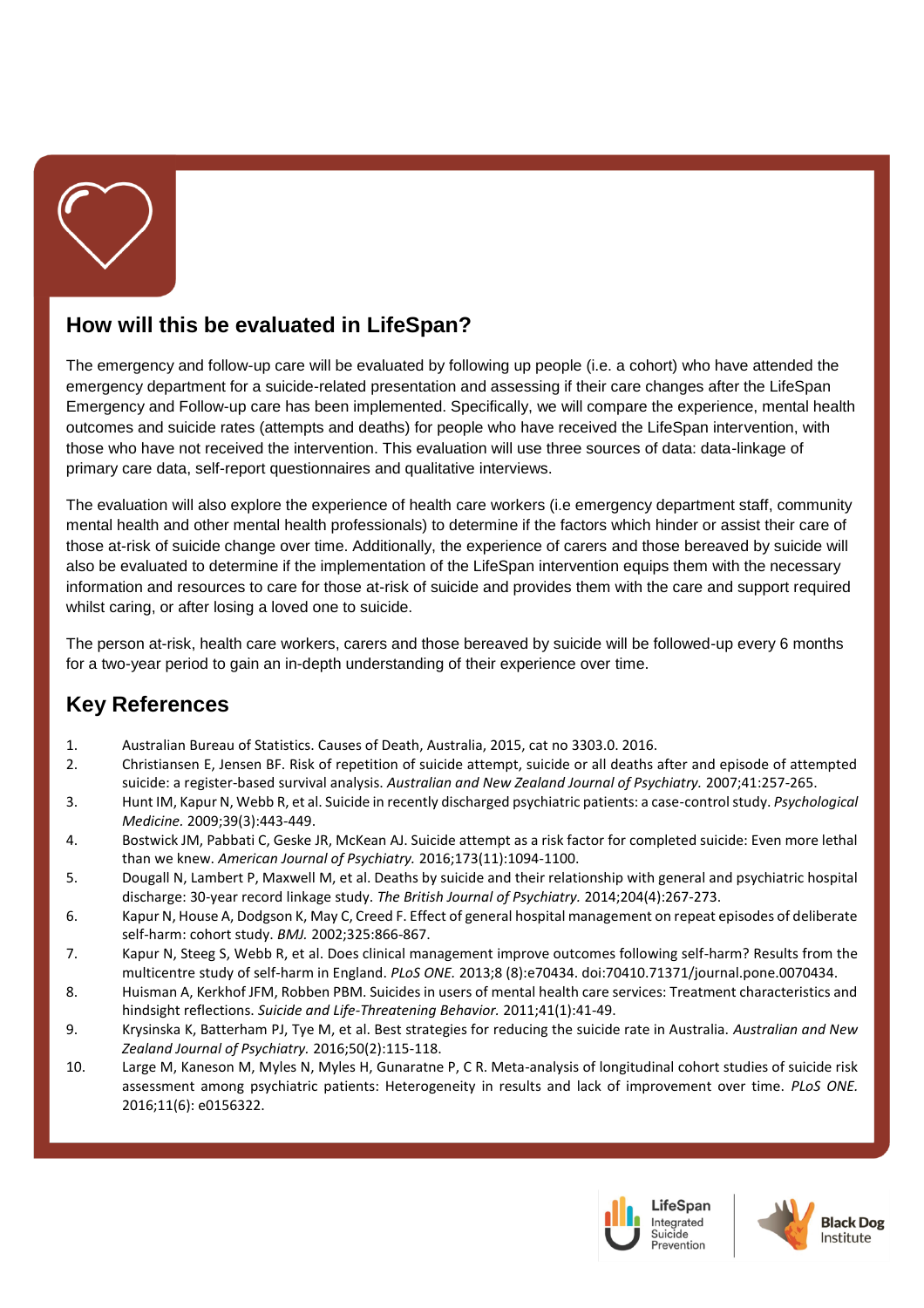## How will this be evaluated in LifeSpan?

The emergency and follow-up care will be evaluated by following up people (i.e. a cohort) who have attended the emergency department for a suicide-related presentation and assessing if their care changes after the LifeSpan Emergency and Follow-up care has been implemented. Specifically, we will compare the experience, mental health outcomes and suicide rates (attempts and deaths) for people who have received the LifeSpan intervention, with those who have not received the intervention. This evaluation will use three sources of data: data-linkage of primary care data, self-report questionnaires and qualitative interviews.

The evaluation will also explore the experience of health care workers (i.e emergency department staff, community mental health and other mental health professionals) to determine if the factors which hinder or assist their care of those at-risk of suicide change over time. Additionally, the experience of carers and those bereaved by suicide will also be evaluated to determine if the implementation of the LifeSpan intervention equips them with the necessary information and resources to care for those at-risk of suicide and provides them with the care and support required whilst caring, or after losing a loved one to suicide.

The person at-risk, health care workers, carers and those bereaved by suicide will be followed-up every 6 months for a two-year period to gain an in-depth understanding of their experience over time.

## Key References

1. Australian Bureau of Statistics. Causes of Death, Australia, 2015, cat no 3303.0. 2016.
2. Christiansen E, Jensen BF. Risk of repetition of suicide attempt, suicide or all deaths after and episode of attempted suicide: a register-based survival analysis. *Australian and New Zealand Journal of Psychiatry.* 2007;41:257-265.
3. Hunt IM, Kapur N, Webb R, et al. Suicide in recently discharged psychiatric patients: a case-control study. *Psychological Medicine.* 2009;39(3):443-449.
4. Bostwick JM, Pabbati C, Geske JR, McKean AJ. Suicide attempt as a risk factor for completed suicide: Even more lethal than we knew. *American Journal of Psychiatry.* 2016;173(11):1094-1100.
5. Dougall N, Lambert P, Maxwell M, et al. Deaths by suicide and their relationship with general and psychiatric hospital discharge: 30-year record linkage study. *The British Journal of Psychiatry.* 2014;204(4):267-273.
6. Kapur N, House A, Dodgson K, May C, Creed F. Effect of general hospital management on repeat episodes of deliberate self-harm: cohort study. *BMJ.* 2002;325:866-867.
7. Kapur N, Steeg S, Webb R, et al. Does clinical management improve outcomes following self-harm? Results from the multicentre study of self-harm in England. *PLoS ONE.* 2013;8 (8):e70434. doi:70410.71371/journal.pone.0070434.
8. Huisman A, Kerkhof JFM, Robben PBM. Suicides in users of mental health care services: Treatment characteristics and hindsight reflections. *Suicide and Life-Threatening Behavior.* 2011;41(1):41-49.
9. Krysinska K, Batterham PJ, Tye M, et al. Best strategies for reducing the suicide rate in Australia. *Australian and New Zealand Journal of Psychiatry.* 2016;50(2):115-118.
10. Large M, Kaneson M, Myles N, Myles H, Gunaratne P, C R. Meta-analysis of longitudinal cohort studies of suicide risk assessment among psychiatric patients: Heterogeneity in results and lack of improvement over time. *PLoS ONE.* 2016;11(6): e0156322.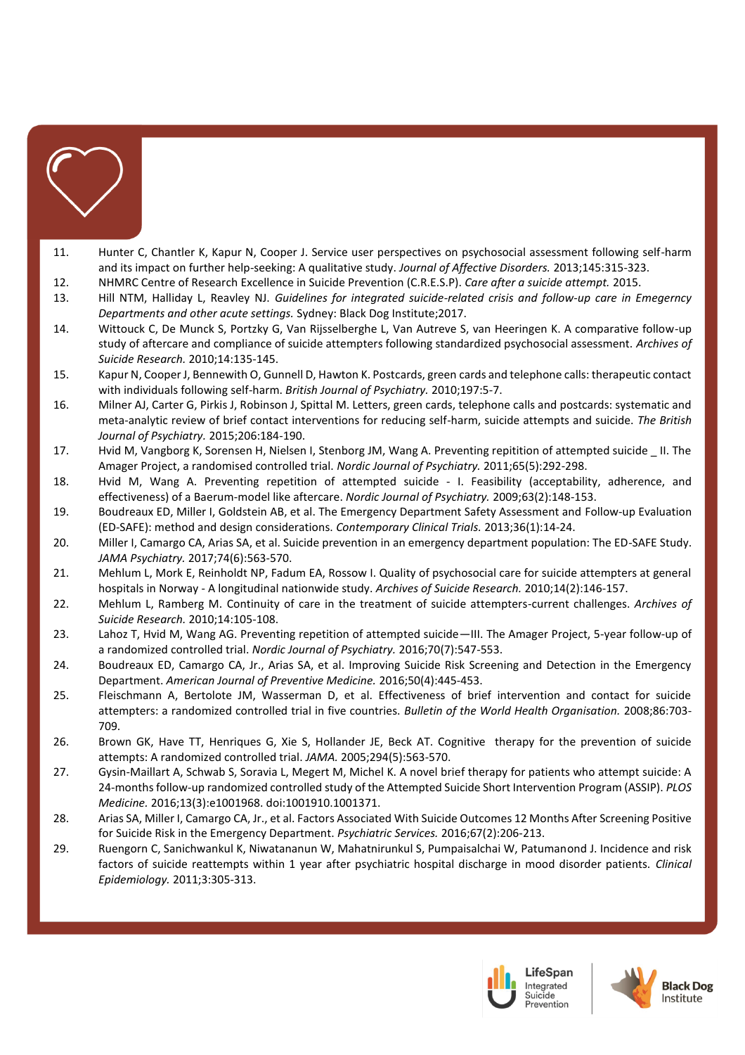11. Hunter C, Chantler K, Kapur N, Cooper J. Service user perspectives on psychosocial assessment following self-harm and its impact on further help-seeking: A qualitative study. *Journal of Affective Disorders.* 2013;145:315-323.
12. NHMRC Centre of Research Excellence in Suicide Prevention (C.R.E.S.P). *Care after a suicide attempt.* 2015.
13. Hill NTM, Halliday L, Reavley NJ. *Guidelines for integrated suicide-related crisis and follow-up care in Emegerncy Departments and other acute settings.* Sydney: Black Dog Institute;2017.
14. Wittouck C, De Munck S, Portzky G, Van Rijsselberghe L, Van Autreve S, van Heeringen K. A comparative follow-up study of aftercare and compliance of suicide attempters following standardized psychosocial assessment. *Archives of Suicide Research.* 2010;14:135-145.
15. Kapur N, Cooper J, Bennewith O, Gunnell D, Hawton K. Postcards, green cards and telephone calls: therapeutic contact with individuals following self-harm. *British Journal of Psychiatry.* 2010;197:5-7.
16. Milner AJ, Carter G, Pirkis J, Robinson J, Spittal M. Letters, green cards, telephone calls and postcards: systematic and meta-analytic review of brief contact interventions for reducing self-harm, suicide attempts and suicide. *The British Journal of Psychiatry.* 2015;206:184-190.
17. Hvid M, Vangborg K, Sorensen H, Nielsen I, Stenborg JM, Wang A. Preventing repitition of attempted suicide _ II. The Amager Project, a randomised controlled trial. *Nordic Journal of Psychiatry.* 2011;65(5):292-298.
18. Hvid M, Wang A. Preventing repetition of attempted suicide - I. Feasibility (acceptability, adherence, and effectiveness) of a Baerum-model like aftercare. *Nordic Journal of Psychiatry.* 2009;63(2):148-153.
19. Boudreaux ED, Miller I, Goldstein AB, et al. The Emergency Department Safety Assessment and Follow-up Evaluation (ED-SAFE): method and design considerations. *Contemporary Clinical Trials.* 2013;36(1):14-24.
20. Miller I, Camargo CA, Arias SA, et al. Suicide prevention in an emergency department population: The ED-SAFE Study. *JAMA Psychiatry.* 2017;74(6):563-570.
21. Mehlum L, Mork E, Reinholdt NP, Fadum EA, Rossow I. Quality of psychosocial care for suicide attempters at general hospitals in Norway - A longitudinal nationwide study. *Archives of Suicide Research.* 2010;14(2):146-157.
22. Mehlum L, Ramberg M. Continuity of care in the treatment of suicide attempters-current challenges. *Archives of Suicide Research.* 2010;14:105-108.
23. Lahoz T, Hvid M, Wang AG. Preventing repetition of attempted suicide—III. The Amager Project, 5-year follow-up of a randomized controlled trial. *Nordic Journal of Psychiatry.* 2016;70(7):547-553.
24. Boudreaux ED, Camargo CA, Jr., Arias SA, et al. Improving Suicide Risk Screening and Detection in the Emergency Department. *American Journal of Preventive Medicine.* 2016;50(4):445-453.
25. Fleischmann A, Bertolote JM, Wasserman D, et al. Effectiveness of brief intervention and contact for suicide attempters: a randomized controlled trial in five countries. *Bulletin of the World Health Organisation.* 2008;86:703-709.
26. Brown GK, Have TT, Henriques G, Xie S, Hollander JE, Beck AT. Cognitive therapy for the prevention of suicide attempts: A randomized controlled trial. *JAMA.* 2005;294(5):563-570.
27. Gysin-Maillart A, Schwab S, Soravia L, Megert M, Michel K. A novel brief therapy for patients who attempt suicide: A 24-months follow-up randomized controlled study of the Attempted Suicide Short Intervention Program (ASSIP). *PLOS Medicine.* 2016;13(3):e1001968. doi:1001910.1001371.
28. Arias SA, Miller I, Camargo CA, Jr., et al. Factors Associated With Suicide Outcomes 12 Months After Screening Positive for Suicide Risk in the Emergency Department. *Psychiatric Services.* 2016;67(2):206-213.
29. Ruengorn C, Sanichwankul K, Niwatananun W, Mahatnirunkul S, Pumpaisalchai W, Patumanond J. Incidence and risk factors of suicide reattempts within 1 year after psychiatric hospital discharge in mood disorder patients. *Clinical Epidemiology.* 2011;3:305-313.